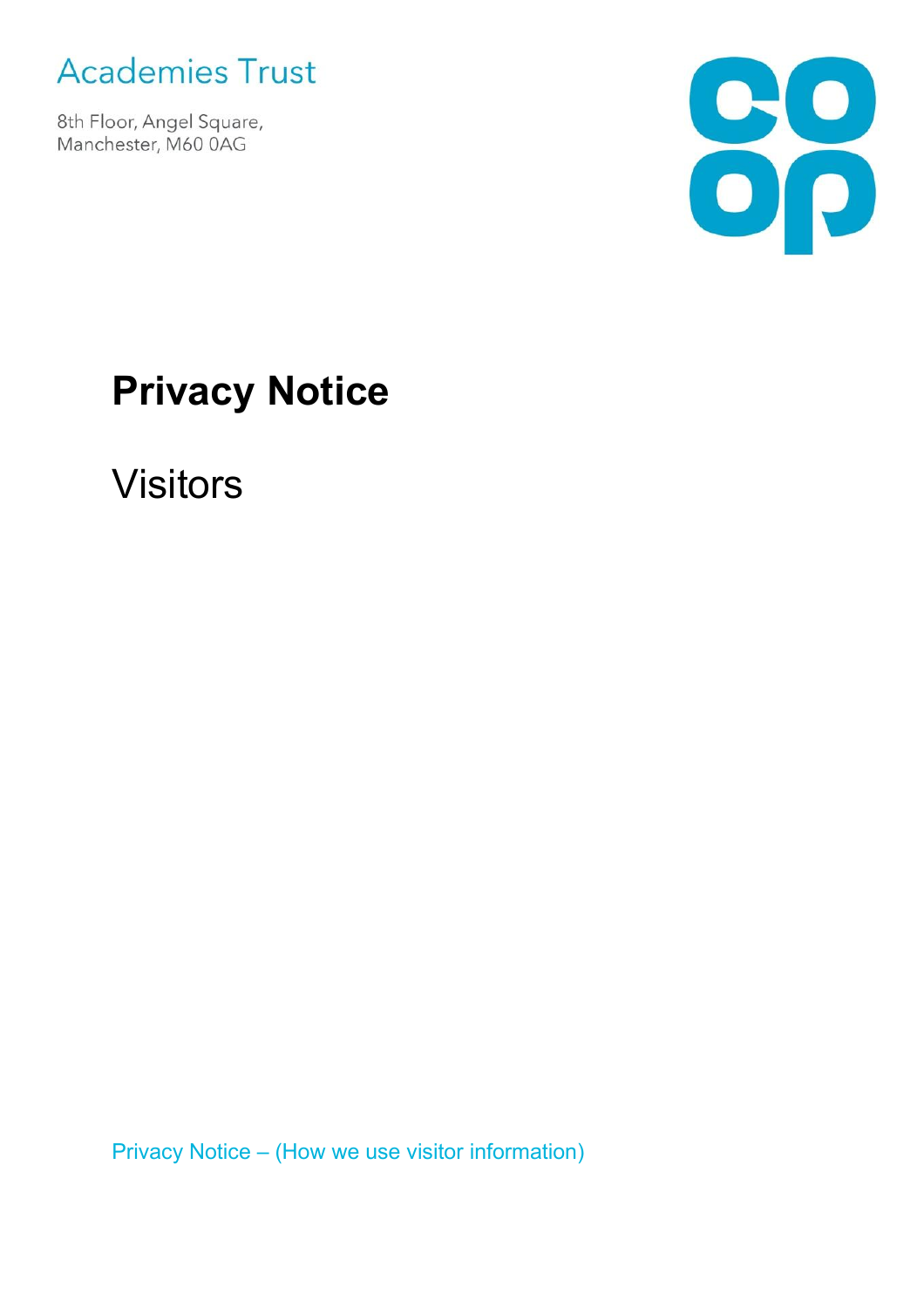Academies Trust

8th Floor, Angel Square,
Manchester, M60 0AG

# Privacy Notice

## Visitors

Privacy Notice – (How we use visitor information)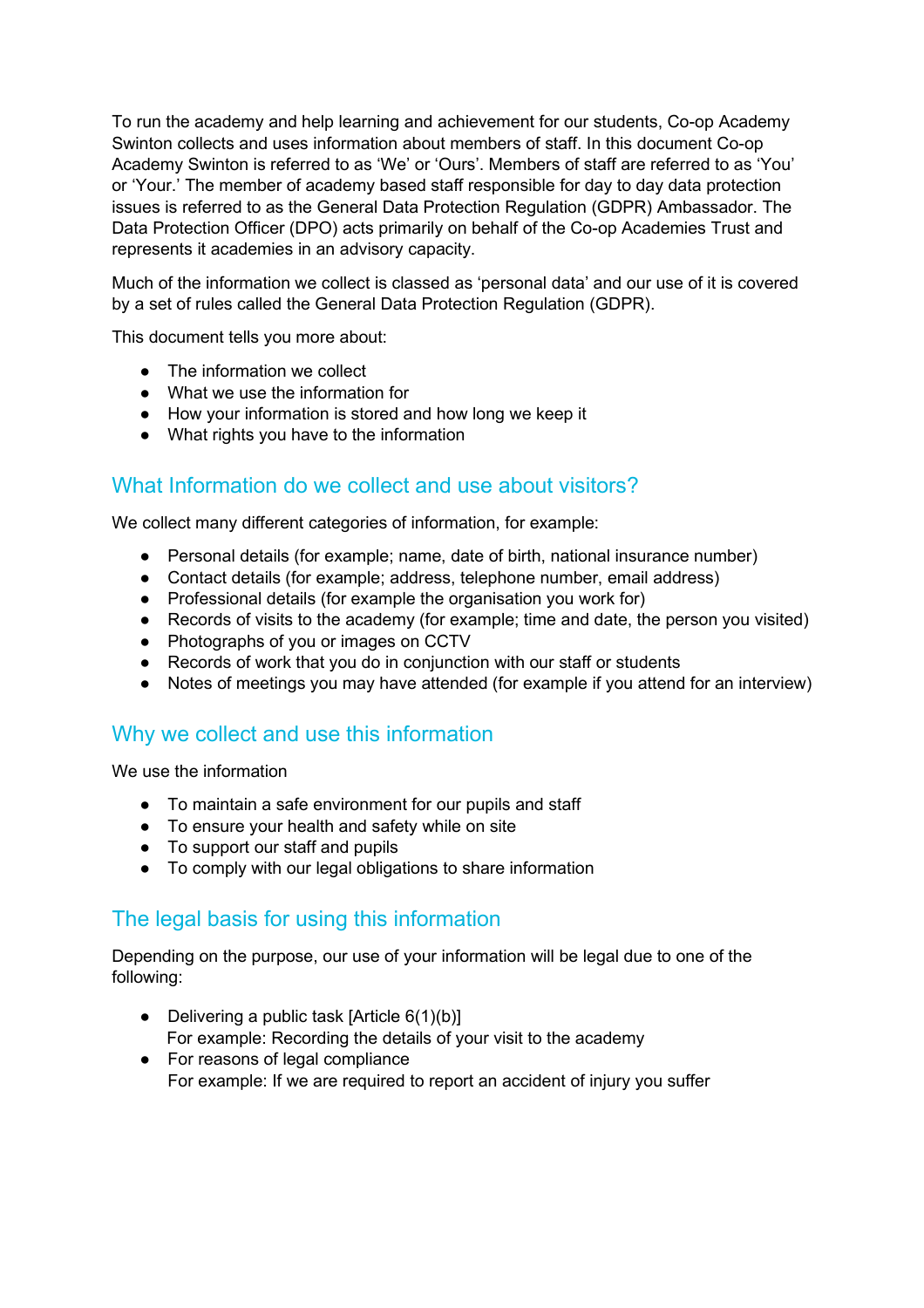To run the academy and help learning and achievement for our students, Co-op Academy Swinton collects and uses information about members of staff. In this document Co-op Academy Swinton is referred to as 'We' or 'Ours'. Members of staff are referred to as 'You' or 'Your.' The member of academy based staff responsible for day to day data protection issues is referred to as the General Data Protection Regulation (GDPR) Ambassador. The Data Protection Officer (DPO) acts primarily on behalf of the Co-op Academies Trust and represents it academies in an advisory capacity.

Much of the information we collect is classed as 'personal data' and our use of it is covered by a set of rules called the General Data Protection Regulation (GDPR).

This document tells you more about:

- The information we collect
- What we use the information for
- How your information is stored and how long we keep it
- What rights you have to the information

## What Information do we collect and use about visitors?

We collect many different categories of information, for example:

- Personal details (for example; name, date of birth, national insurance number)
- Contact details (for example; address, telephone number, email address)
- Professional details (for example the organisation you work for)
- Records of visits to the academy (for example; time and date, the person you visited)
- Photographs of you or images on CCTV
- Records of work that you do in conjunction with our staff or students
- Notes of meetings you may have attended (for example if you attend for an interview)

## Why we collect and use this information

We use the information

- To maintain a safe environment for our pupils and staff
- To ensure your health and safety while on site
- To support our staff and pupils
- To comply with our legal obligations to share information

## The legal basis for using this information

Depending on the purpose, our use of your information will be legal due to one of the following:

- Delivering a public task [Article 6(1)(b)]
  For example: Recording the details of your visit to the academy
- For reasons of legal compliance
  For example: If we are required to report an accident of injury you suffer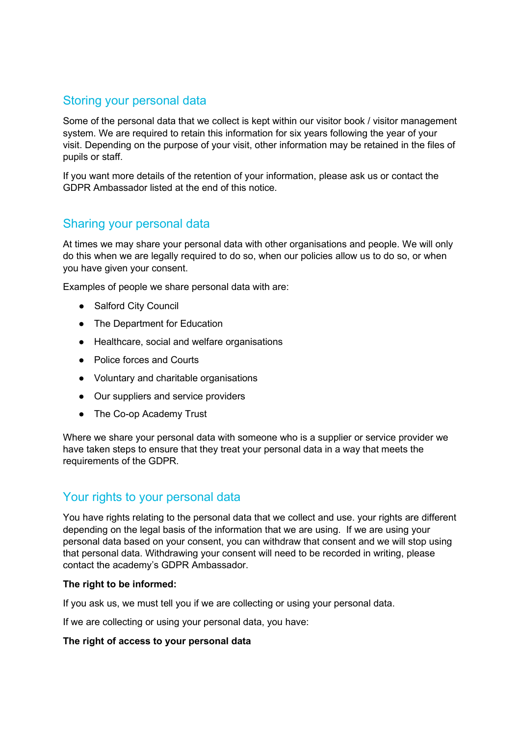## Storing your personal data

Some of the personal data that we collect is kept within our visitor book / visitor management system. We are required to retain this information for six years following the year of your visit. Depending on the purpose of your visit, other information may be retained in the files of pupils or staff.

If you want more details of the retention of your information, please ask us or contact the GDPR Ambassador listed at the end of this notice.

## Sharing your personal data

At times we may share your personal data with other organisations and people. We will only do this when we are legally required to do so, when our policies allow us to do so, or when you have given your consent.

Examples of people we share personal data with are:

- Salford City Council
- The Department for Education
- Healthcare, social and welfare organisations
- Police forces and Courts
- Voluntary and charitable organisations
- Our suppliers and service providers
- The Co-op Academy Trust

Where we share your personal data with someone who is a supplier or service provider we have taken steps to ensure that they treat your personal data in a way that meets the requirements of the GDPR.

## Your rights to your personal data

You have rights relating to the personal data that we collect and use. your rights are different depending on the legal basis of the information that we are using. If we are using your personal data based on your consent, you can withdraw that consent and we will stop using that personal data. Withdrawing your consent will need to be recorded in writing, please contact the academy's GDPR Ambassador.

**The right to be informed:**

If you ask us, we must tell you if we are collecting or using your personal data.

If we are collecting or using your personal data, you have:

**The right of access to your personal data**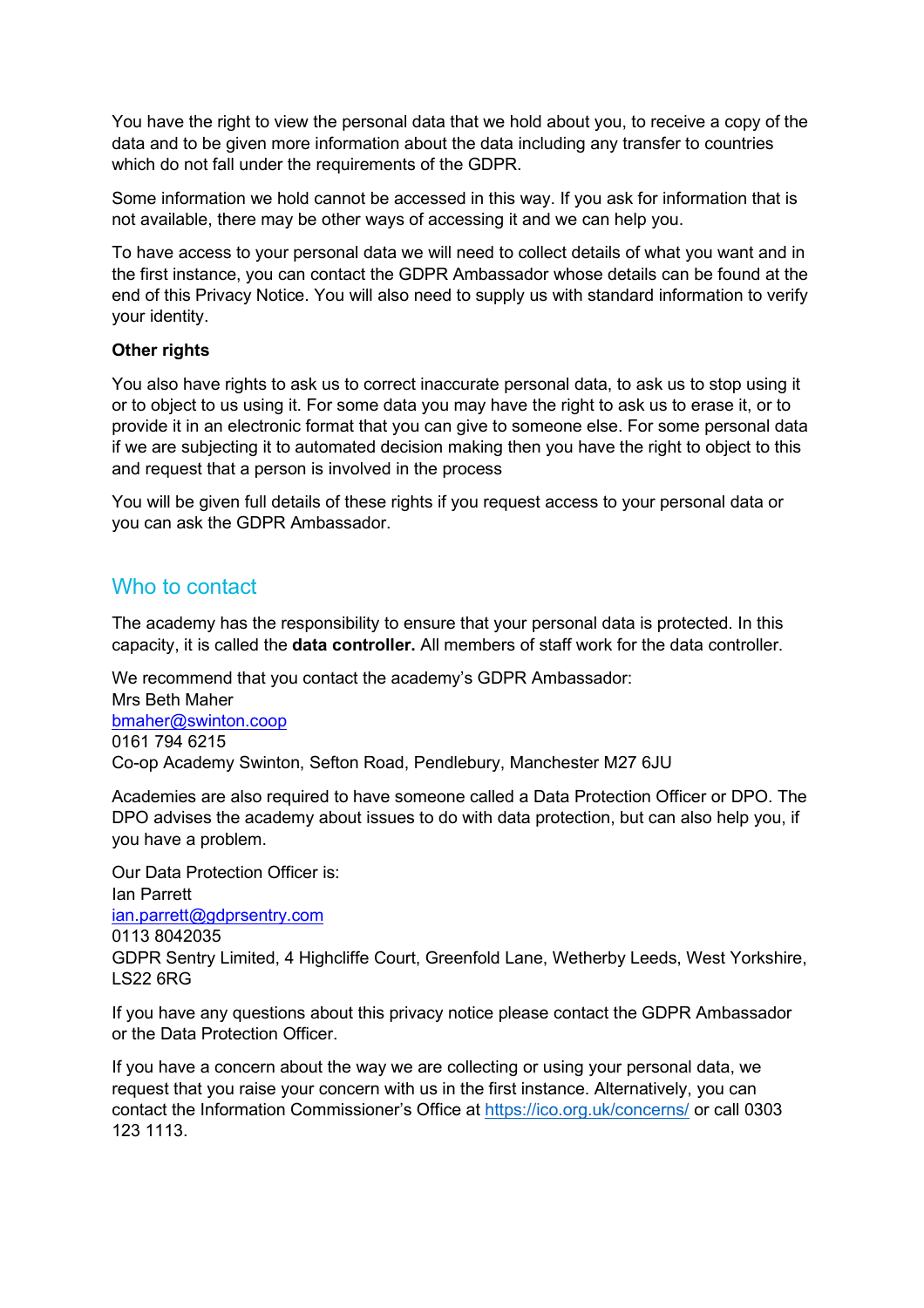You have the right to view the personal data that we hold about you, to receive a copy of the data and to be given more information about the data including any transfer to countries which do not fall under the requirements of the GDPR.

Some information we hold cannot be accessed in this way. If you ask for information that is not available, there may be other ways of accessing it and we can help you.

To have access to your personal data we will need to collect details of what you want and in the first instance, you can contact the GDPR Ambassador whose details can be found at the end of this Privacy Notice. You will also need to supply us with standard information to verify your identity.

**Other rights**

You also have rights to ask us to correct inaccurate personal data, to ask us to stop using it or to object to us using it. For some data you may have the right to ask us to erase it, or to provide it in an electronic format that you can give to someone else. For some personal data if we are subjecting it to automated decision making then you have the right to object to this and request that a person is involved in the process

You will be given full details of these rights if you request access to your personal data or you can ask the GDPR Ambassador.

## Who to contact

The academy has the responsibility to ensure that your personal data is protected. In this capacity, it is called the **data controller.** All members of staff work for the data controller.

We recommend that you contact the academy's GDPR Ambassador:
Mrs Beth Maher
bmaher@swinton.coop
0161 794 6215
Co-op Academy Swinton, Sefton Road, Pendlebury, Manchester M27 6JU

Academies are also required to have someone called a Data Protection Officer or DPO. The DPO advises the academy about issues to do with data protection, but can also help you, if you have a problem.

Our Data Protection Officer is:
Ian Parrett
ian.parrett@gdprsentry.com
0113 8042035
GDPR Sentry Limited, 4 Highcliffe Court, Greenfold Lane, Wetherby Leeds, West Yorkshire, LS22 6RG

If you have any questions about this privacy notice please contact the GDPR Ambassador or the Data Protection Officer.

If you have a concern about the way we are collecting or using your personal data, we request that you raise your concern with us in the first instance. Alternatively, you can contact the Information Commissioner's Office at https://ico.org.uk/concerns/ or call 0303 123 1113.